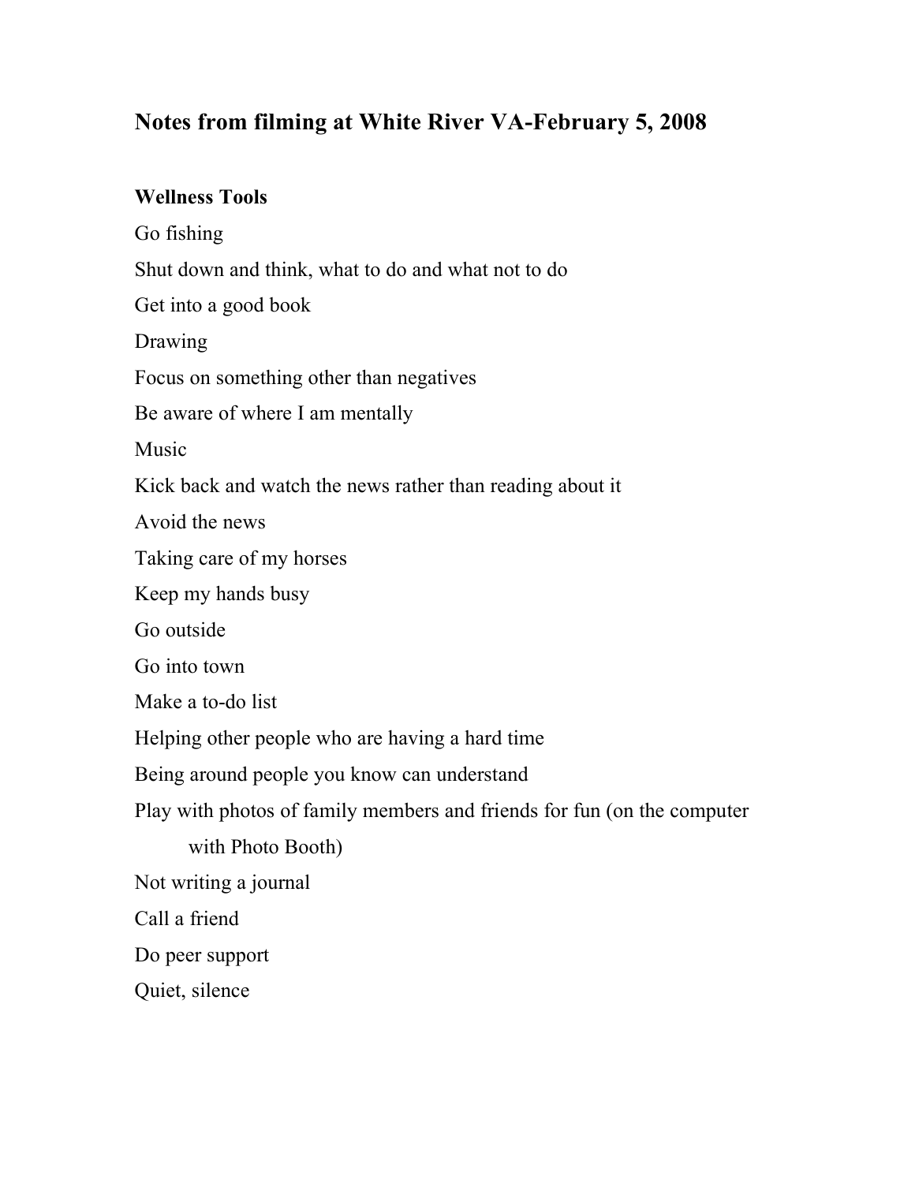# Notes from filming at White River VA-February 5, 2008

## Wellness Tools

Go fishing

Shut down and think, what to do and what not to do

Get into a good book

Drawing

Focus on something other than negatives

Be aware of where I am mentally

Music

Kick back and watch the news rather than reading about it

Avoid the news

Taking care of my horses

Keep my hands busy

Go outside

Go into town

Make a to-do list

Helping other people who are having a hard time

Being around people you know can understand

Play with photos of family members and friends for fun (on the computer with Photo Booth)

Not writing a journal

Call a friend

Do peer support

Quiet, silence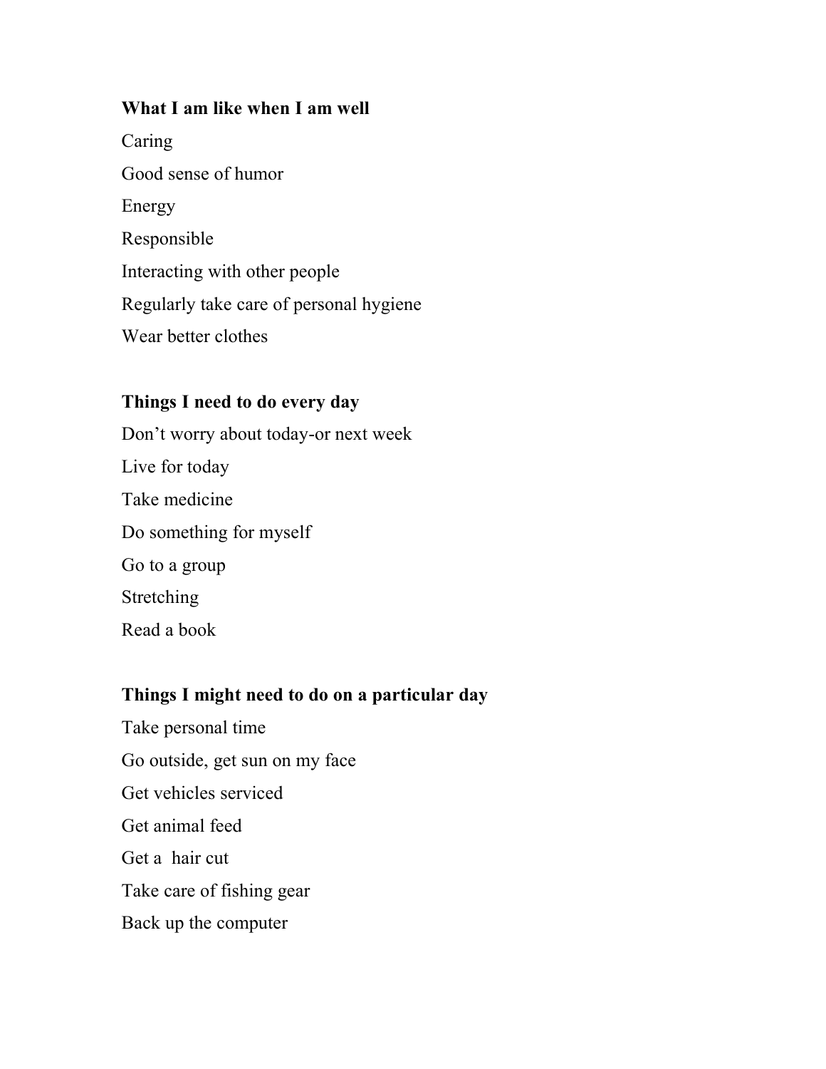**What I am like when I am well**

Caring

Good sense of humor

Energy

Responsible

Interacting with other people

Regularly take care of personal hygiene

Wear better clothes

**Things I need to do every day**

Don't worry about today-or next week

Live for today

Take medicine

Do something for myself

Go to a group

Stretching

Read a book

**Things I might need to do on a particular day**

Take personal time

Go outside, get sun on my face

Get vehicles serviced

Get animal feed

Get a hair cut

Take care of fishing gear

Back up the computer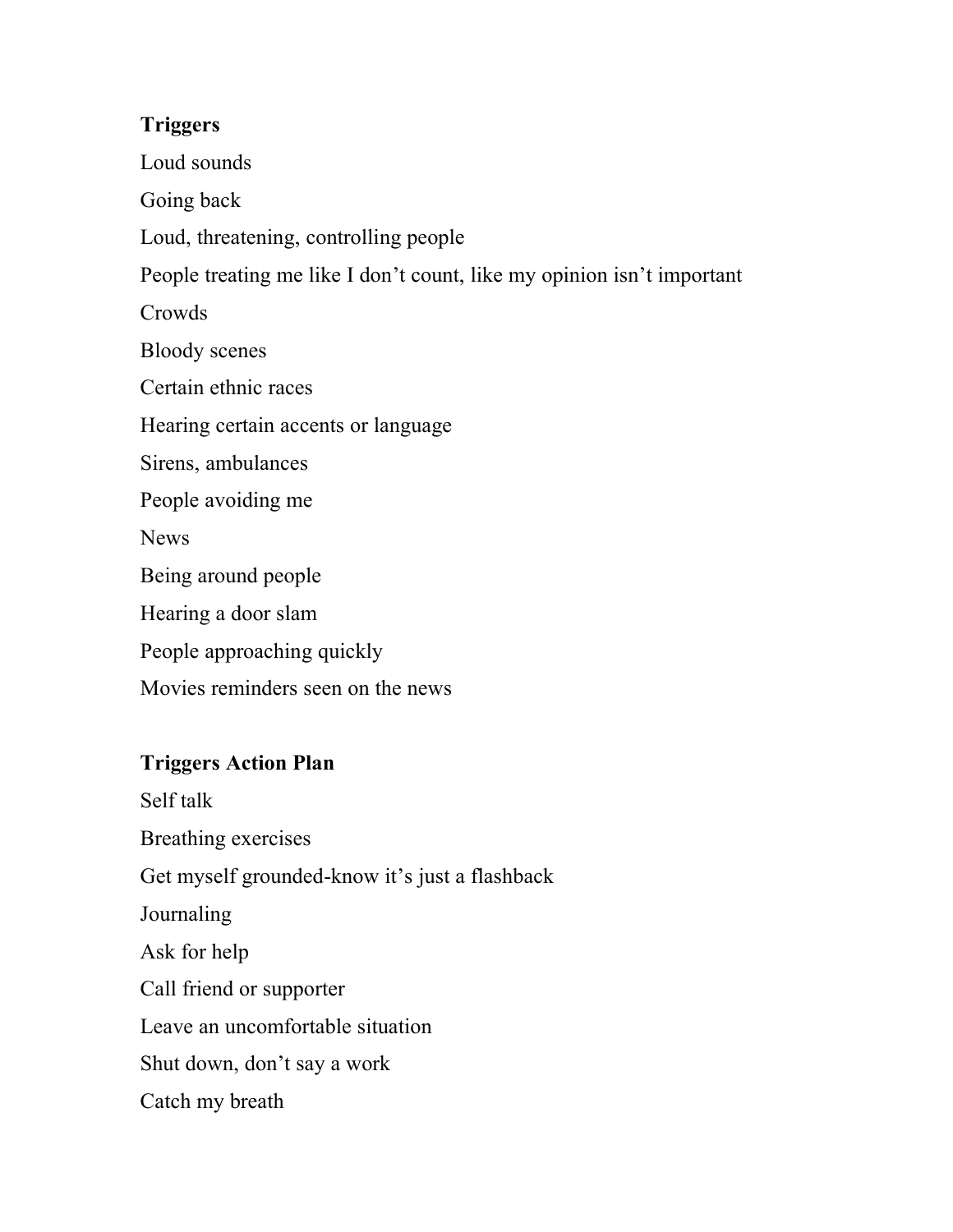**Triggers**

Loud sounds

Going back

Loud, threatening, controlling people

People treating me like I don't count, like my opinion isn't important

Crowds

Bloody scenes

Certain ethnic races

Hearing certain accents or language

Sirens, ambulances

People avoiding me

News

Being around people

Hearing a door slam

People approaching quickly

Movies reminders seen on the news

**Triggers Action Plan**

Self talk

Breathing exercises

Get myself grounded-know it's just a flashback

Journaling

Ask for help

Call friend or supporter

Leave an uncomfortable situation

Shut down, don't say a work

Catch my breath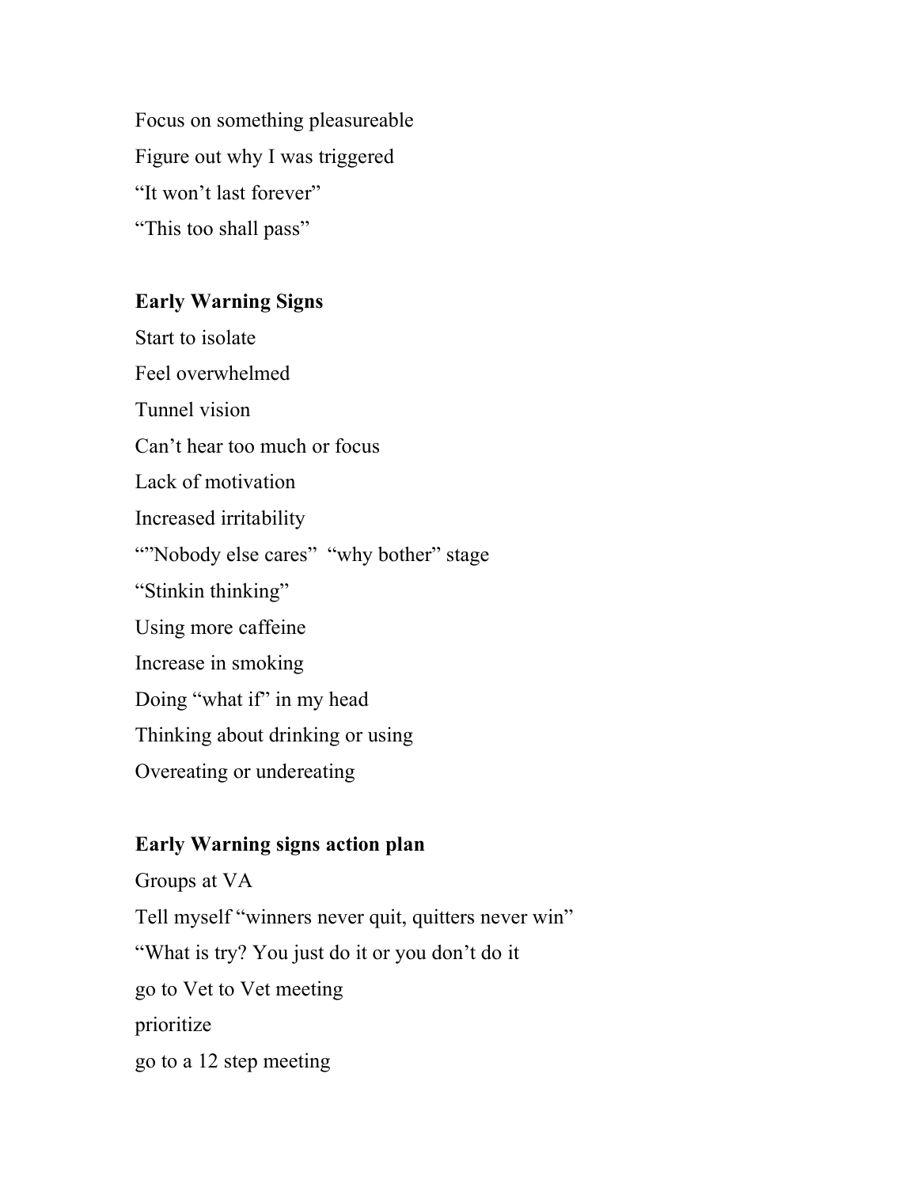Focus on something pleasureable

Figure out why I was triggered

“It won’t last forever”

“This too shall pass”

**Early Warning Signs**

Start to isolate

Feel overwhelmed

Tunnel vision

Can’t hear too much or focus

Lack of motivation

Increased irritability

“”Nobody else cares” “why bother” stage

“Stinkin thinking”

Using more caffeine

Increase in smoking

Doing “what if” in my head

Thinking about drinking or using

Overeating or undereating

**Early Warning signs action plan**

Groups at VA

Tell myself “winners never quit, quitters never win”

“What is try? You just do it or you don’t do it

go to Vet to Vet meeting

prioritize

go to a 12 step meeting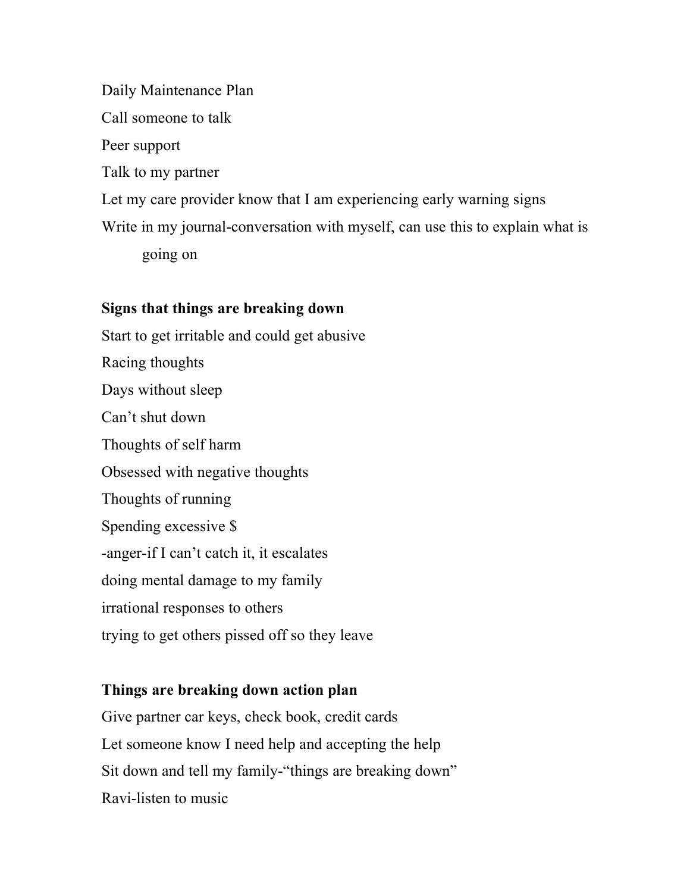Daily Maintenance Plan

Call someone to talk

Peer support

Talk to my partner

Let my care provider know that I am experiencing early warning signs

Write in my journal-conversation with myself, can use this to explain what is going on

**Signs that things are breaking down**

Start to get irritable and could get abusive

Racing thoughts

Days without sleep

Can't shut down

Thoughts of self harm

Obsessed with negative thoughts

Thoughts of running

Spending excessive $

-anger-if I can't catch it, it escalates

doing mental damage to my family

irrational responses to others

trying to get others pissed off so they leave

**Things are breaking down action plan**

Give partner car keys, check book, credit cards

Let someone know I need help and accepting the help

Sit down and tell my family-"things are breaking down"

Ravi-listen to music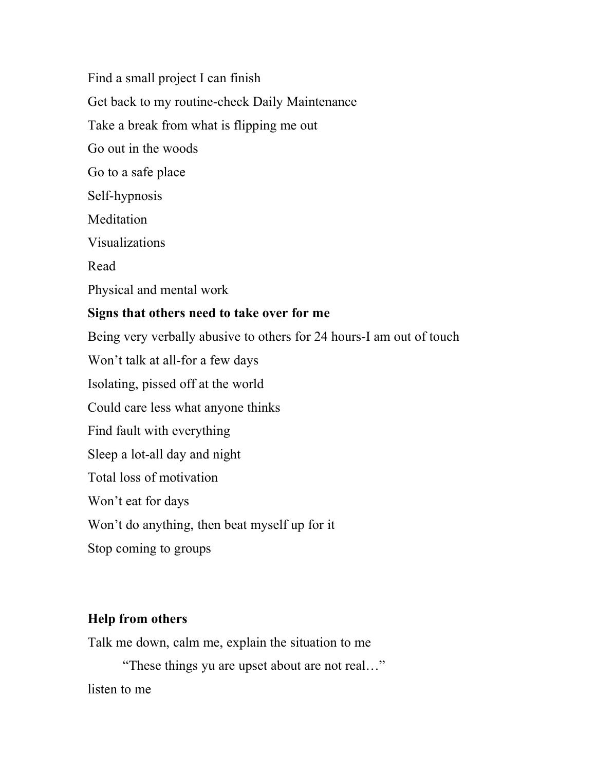Find a small project I can finish

Get back to my routine-check Daily Maintenance

Take a break from what is flipping me out

Go out in the woods

Go to a safe place

Self-hypnosis

Meditation

Visualizations

Read

Physical and mental work

**Signs that others need to take over for me**

Being very verbally abusive to others for 24 hours-I am out of touch

Won't talk at all-for a few days

Isolating, pissed off at the world

Could care less what anyone thinks

Find fault with everything

Sleep a lot-all day and night

Total loss of motivation

Won't eat for days

Won't do anything, then beat myself up for it

Stop coming to groups

**Help from others**

Talk me down, calm me, explain the situation to me

> "These things yu are upset about are not real…"

listen to me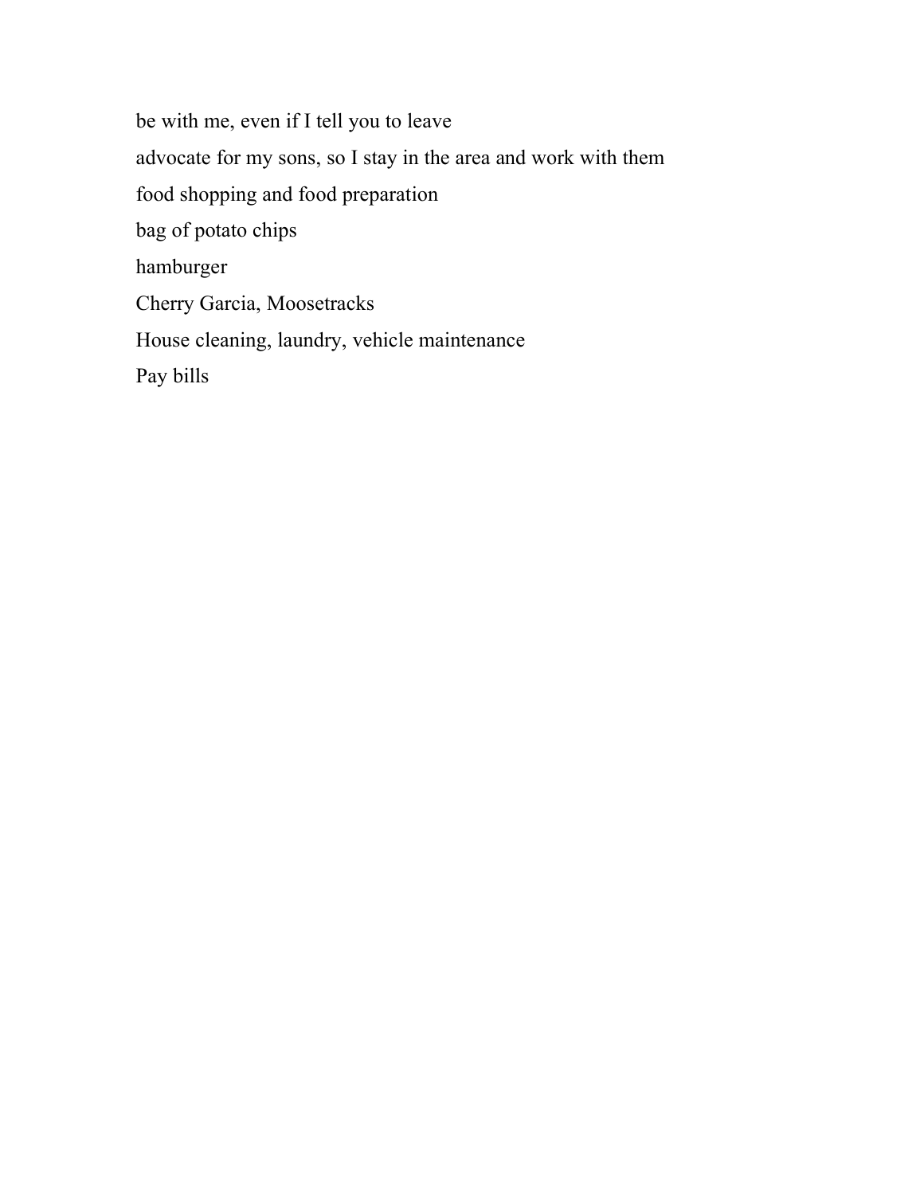be with me, even if I tell you to leave

advocate for my sons, so I stay in the area and work with them

food shopping and food preparation

bag of potato chips

hamburger

Cherry Garcia, Moosetracks

House cleaning, laundry, vehicle maintenance

Pay bills